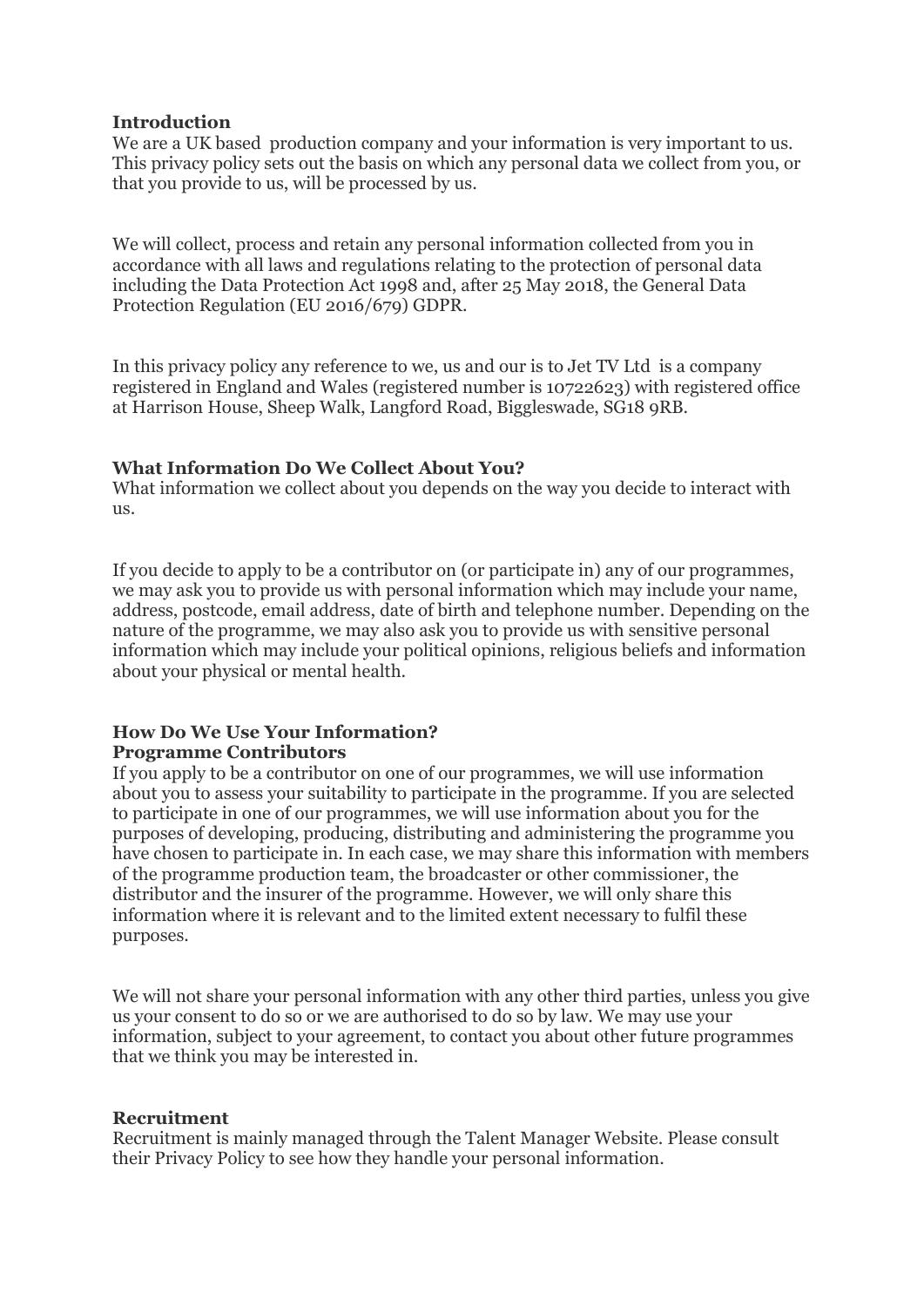**Introduction**

We are a UK based production company and your information is very important to us. This privacy policy sets out the basis on which any personal data we collect from you, or that you provide to us, will be processed by us.

We will collect, process and retain any personal information collected from you in accordance with all laws and regulations relating to the protection of personal data including the Data Protection Act 1998 and, after 25 May 2018, the General Data Protection Regulation (EU 2016/679) GDPR.

In this privacy policy any reference to we, us and our is to Jet TV Ltd is a company registered in England and Wales (registered number is 10722623) with registered office at Harrison House, Sheep Walk, Langford Road, Biggleswade, SG18 9RB.

**What Information Do We Collect About You?**

What information we collect about you depends on the way you decide to interact with us.

If you decide to apply to be a contributor on (or participate in) any of our programmes, we may ask you to provide us with personal information which may include your name, address, postcode, email address, date of birth and telephone number. Depending on the nature of the programme, we may also ask you to provide us with sensitive personal information which may include your political opinions, religious beliefs and information about your physical or mental health.

**How Do We Use Your Information?**

**Programme Contributors**

If you apply to be a contributor on one of our programmes, we will use information about you to assess your suitability to participate in the programme. If you are selected to participate in one of our programmes, we will use information about you for the purposes of developing, producing, distributing and administering the programme you have chosen to participate in. In each case, we may share this information with members of the programme production team, the broadcaster or other commissioner, the distributor and the insurer of the programme. However, we will only share this information where it is relevant and to the limited extent necessary to fulfil these purposes.

We will not share your personal information with any other third parties, unless you give us your consent to do so or we are authorised to do so by law. We may use your information, subject to your agreement, to contact you about other future programmes that we think you may be interested in.

**Recruitment**

Recruitment is mainly managed through the Talent Manager Website. Please consult their Privacy Policy to see how they handle your personal information.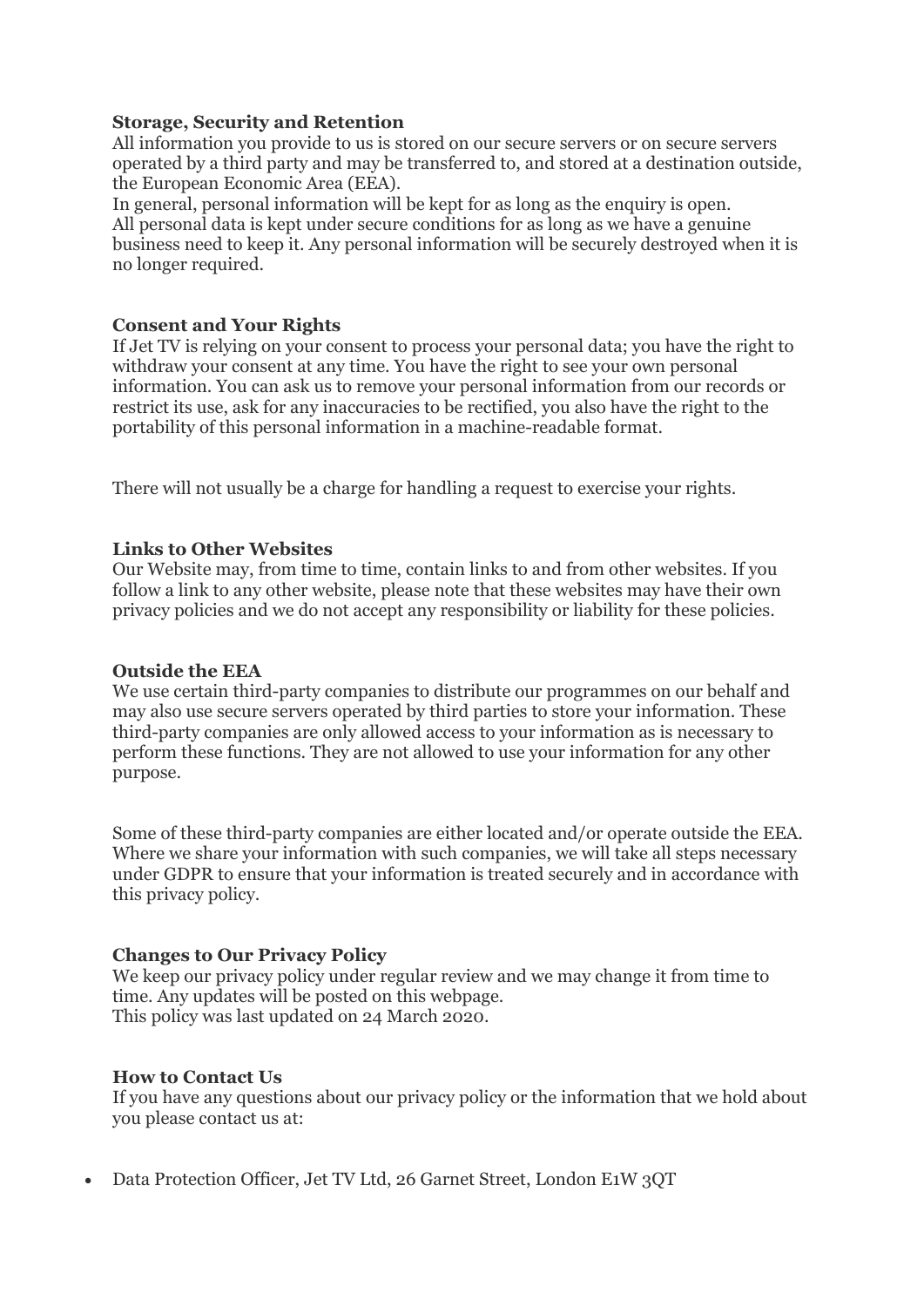**Storage, Security and Retention**

All information you provide to us is stored on our secure servers or on secure servers operated by a third party and may be transferred to, and stored at a destination outside, the European Economic Area (EEA).

In general, personal information will be kept for as long as the enquiry is open.

All personal data is kept under secure conditions for as long as we have a genuine business need to keep it. Any personal information will be securely destroyed when it is no longer required.

**Consent and Your Rights**

If Jet TV is relying on your consent to process your personal data; you have the right to withdraw your consent at any time. You have the right to see your own personal information. You can ask us to remove your personal information from our records or restrict its use, ask for any inaccuracies to be rectified, you also have the right to the portability of this personal information in a machine-readable format.

There will not usually be a charge for handling a request to exercise your rights.

**Links to Other Websites**

Our Website may, from time to time, contain links to and from other websites. If you follow a link to any other website, please note that these websites may have their own privacy policies and we do not accept any responsibility or liability for these policies.

**Outside the EEA**

We use certain third-party companies to distribute our programmes on our behalf and may also use secure servers operated by third parties to store your information. These third-party companies are only allowed access to your information as is necessary to perform these functions. They are not allowed to use your information for any other purpose.

Some of these third-party companies are either located and/or operate outside the EEA. Where we share your information with such companies, we will take all steps necessary under GDPR to ensure that your information is treated securely and in accordance with this privacy policy.

**Changes to Our Privacy Policy**

We keep our privacy policy under regular review and we may change it from time to time. Any updates will be posted on this webpage.

This policy was last updated on 24 March 2020.

**How to Contact Us**

If you have any questions about our privacy policy or the information that we hold about you please contact us at:

- Data Protection Officer, Jet TV Ltd, 26 Garnet Street, London E1W 3QT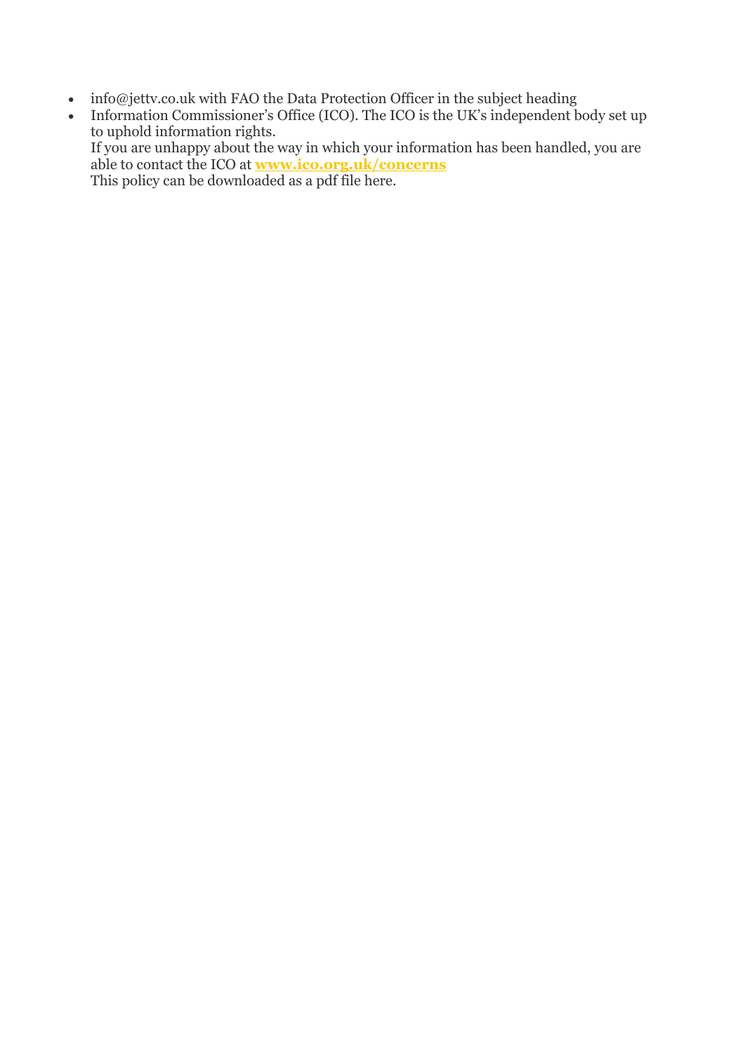- info@jettv.co.uk with FAO the Data Protection Officer in the subject heading
- Information Commissioner's Office (ICO). The ICO is the UK's independent body set up to uphold information rights.
  If you are unhappy about the way in which your information has been handled, you are able to contact the ICO at **www.ico.org.uk/concerns**
  This policy can be downloaded as a pdf file here.